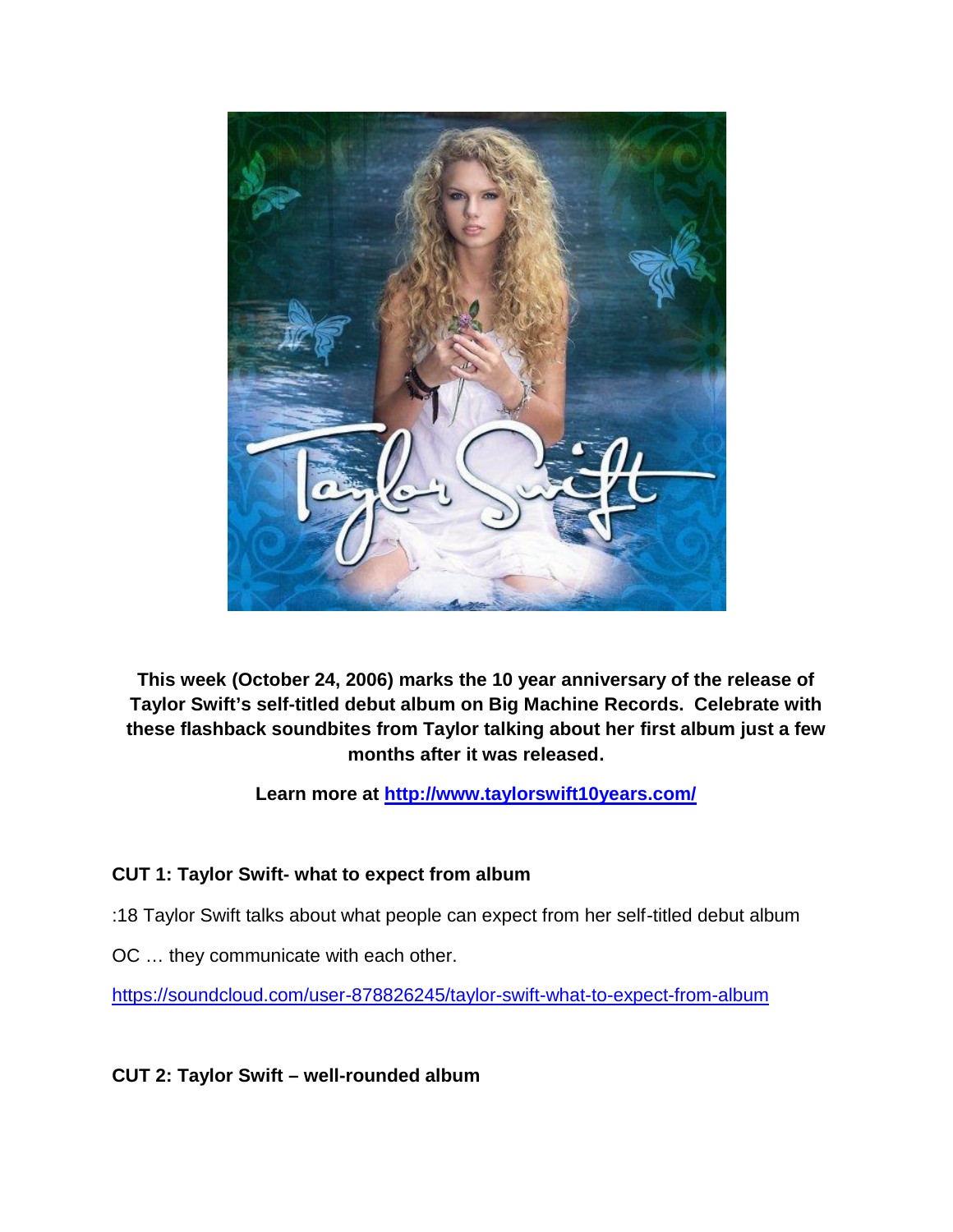**This week (October 24, 2006) marks the 10 year anniversary of the release of Taylor Swift's self-titled debut album on Big Machine Records. Celebrate with these flashback soundbites from Taylor talking about her first album just a few months after it was released.**

**Learn more at [http://www.taylorswift10years.com/](http://www.taylorswift10years.com/)**

**CUT 1: Taylor Swift- what to expect from album**

:18 Taylor Swift talks about what people can expect from her self-titled debut album

OC … they communicate with each other.

[https://soundcloud.com/user-878826245/taylor-swift-what-to-expect-from-album](https://soundcloud.com/user-878826245/taylor-swift-what-to-expect-from-album)

**CUT 2: Taylor Swift – well-rounded album**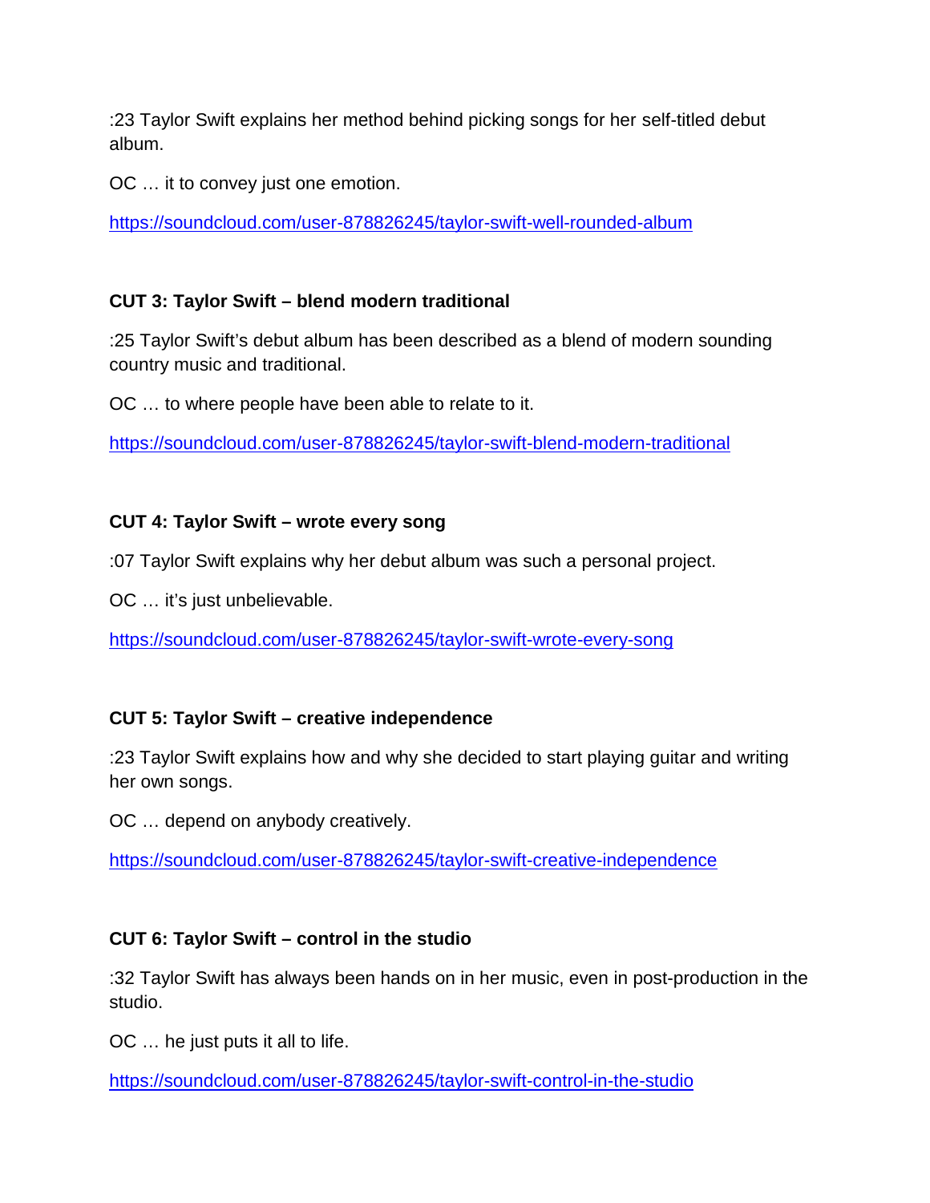:23 Taylor Swift explains her method behind picking songs for her self-titled debut album.

OC … it to convey just one emotion.

https://soundcloud.com/user-878826245/taylor-swift-well-rounded-album

**CUT 3: Taylor Swift – blend modern traditional**

:25 Taylor Swift's debut album has been described as a blend of modern sounding country music and traditional.

OC … to where people have been able to relate to it.

https://soundcloud.com/user-878826245/taylor-swift-blend-modern-traditional

**CUT 4: Taylor Swift – wrote every song**

:07 Taylor Swift explains why her debut album was such a personal project.

OC … it's just unbelievable.

https://soundcloud.com/user-878826245/taylor-swift-wrote-every-song

**CUT 5: Taylor Swift – creative independence**

:23 Taylor Swift explains how and why she decided to start playing guitar and writing her own songs.

OC … depend on anybody creatively.

https://soundcloud.com/user-878826245/taylor-swift-creative-independence

**CUT 6: Taylor Swift – control in the studio**

:32 Taylor Swift has always been hands on in her music, even in post-production in the studio.

OC … he just puts it all to life.

https://soundcloud.com/user-878826245/taylor-swift-control-in-the-studio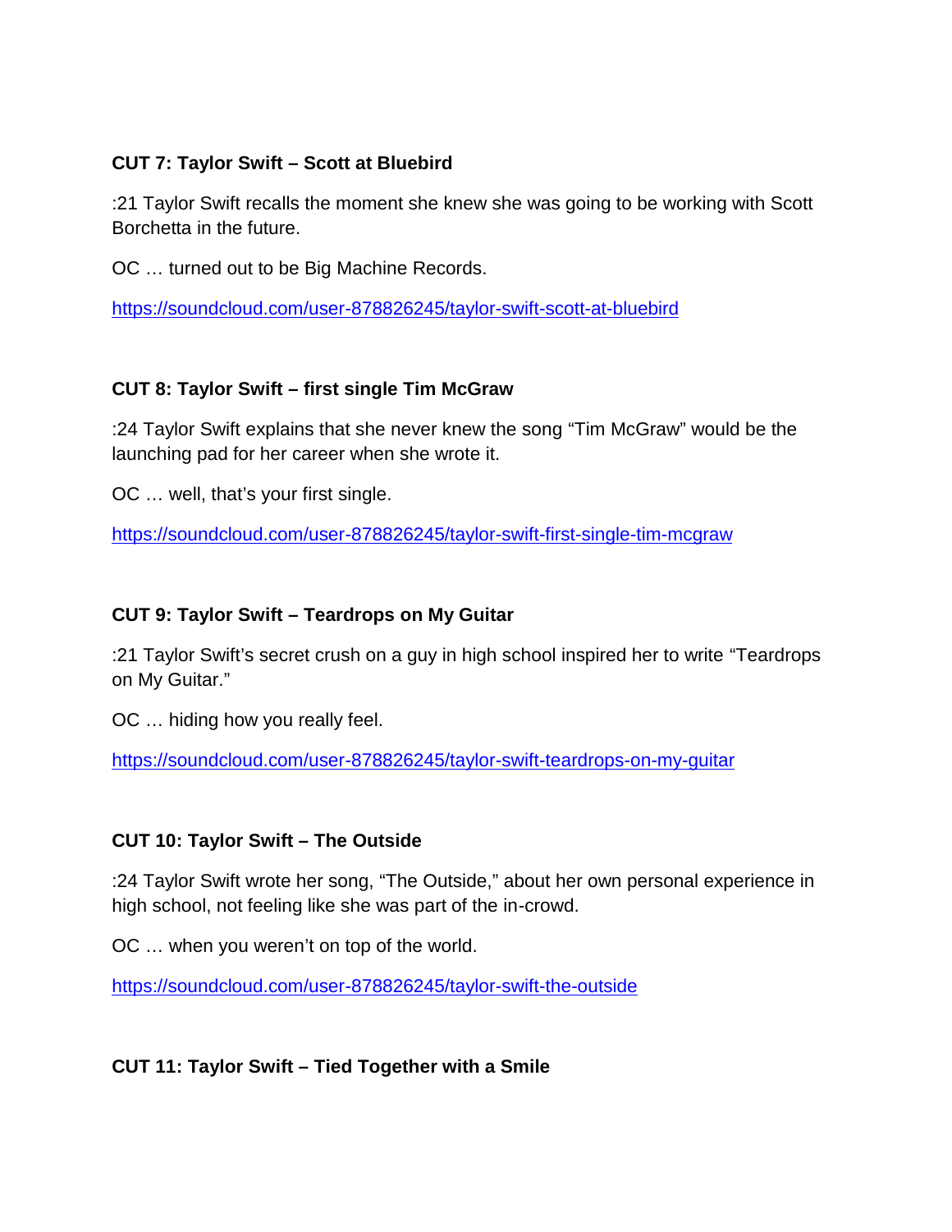**CUT 7: Taylor Swift – Scott at Bluebird**

:21 Taylor Swift recalls the moment she knew she was going to be working with Scott Borchetta in the future.

OC … turned out to be Big Machine Records.

https://soundcloud.com/user-878826245/taylor-swift-scott-at-bluebird

**CUT 8: Taylor Swift – first single Tim McGraw**

:24 Taylor Swift explains that she never knew the song "Tim McGraw" would be the launching pad for her career when she wrote it.

OC … well, that's your first single.

https://soundcloud.com/user-878826245/taylor-swift-first-single-tim-mcgraw

**CUT 9: Taylor Swift – Teardrops on My Guitar**

:21 Taylor Swift's secret crush on a guy in high school inspired her to write "Teardrops on My Guitar."

OC … hiding how you really feel.

https://soundcloud.com/user-878826245/taylor-swift-teardrops-on-my-guitar

**CUT 10: Taylor Swift – The Outside**

:24 Taylor Swift wrote her song, "The Outside," about her own personal experience in high school, not feeling like she was part of the in-crowd.

OC … when you weren't on top of the world.

https://soundcloud.com/user-878826245/taylor-swift-the-outside

**CUT 11: Taylor Swift – Tied Together with a Smile**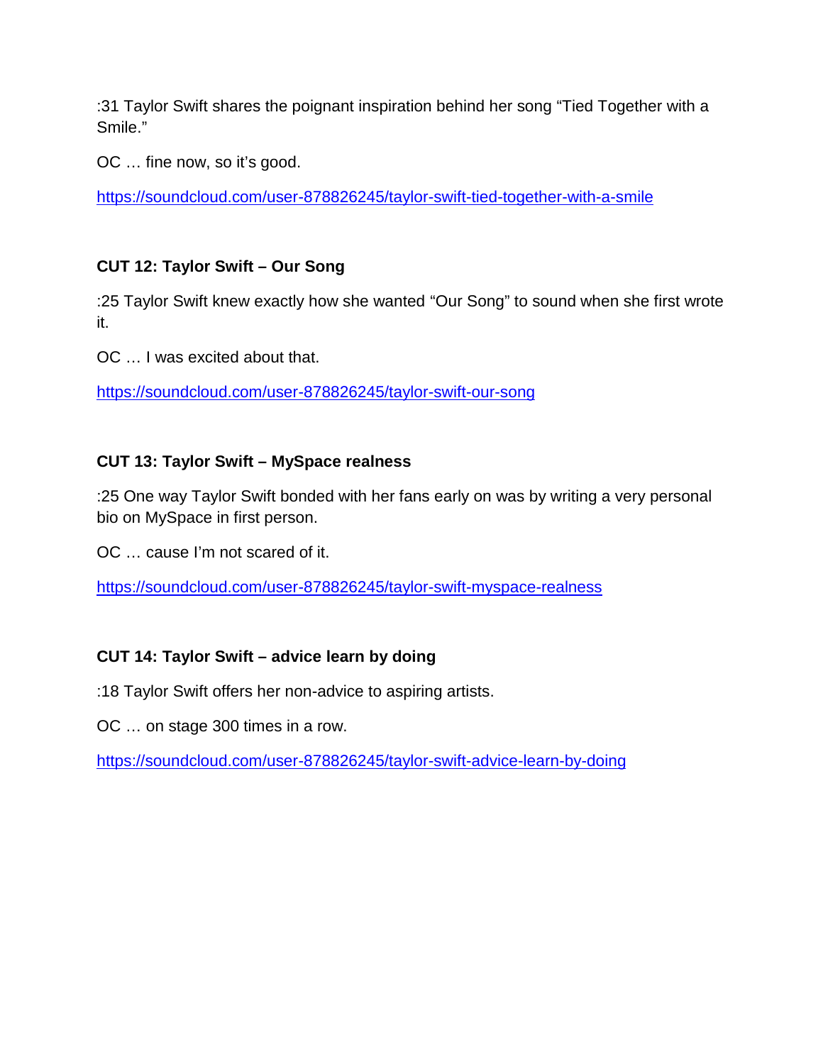:31 Taylor Swift shares the poignant inspiration behind her song “Tied Together with a Smile.”

OC … fine now, so it’s good.

https://soundcloud.com/user-878826245/taylor-swift-tied-together-with-a-smile

**CUT 12: Taylor Swift – Our Song**

:25 Taylor Swift knew exactly how she wanted “Our Song” to sound when she first wrote it.

OC … I was excited about that.

https://soundcloud.com/user-878826245/taylor-swift-our-song

**CUT 13: Taylor Swift – MySpace realness**

:25 One way Taylor Swift bonded with her fans early on was by writing a very personal bio on MySpace in first person.

OC … cause I’m not scared of it.

https://soundcloud.com/user-878826245/taylor-swift-myspace-realness

**CUT 14: Taylor Swift – advice learn by doing**

:18 Taylor Swift offers her non-advice to aspiring artists.

OC … on stage 300 times in a row.

https://soundcloud.com/user-878826245/taylor-swift-advice-learn-by-doing